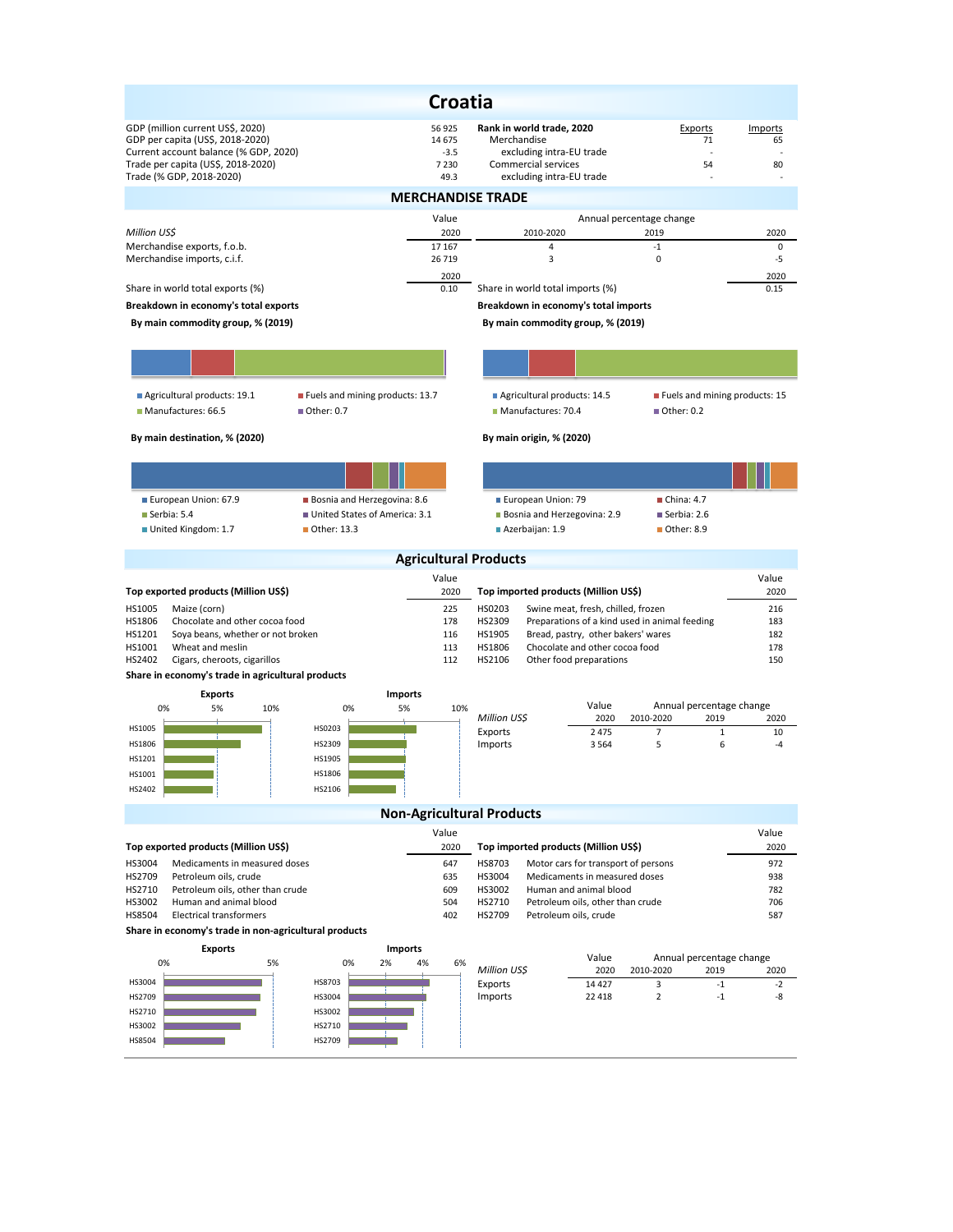# Croatia

| | | Rank in world trade, 2020 | Exports | Imports |
|---|---|---|---|---|
| GDP (million current US$, 2020) | 56 925 | Merchandise | 71 | 65 |
| GDP per capita (US$, 2018-2020) | 14 675 | excluding intra-EU trade | - | - |
| Current account balance (% GDP, 2020) | -3.5 | Commercial services | 54 | 80 |
| Trade per capita (US$, 2018-2020) | 7 230 | excluding intra-EU trade | - | - |
| Trade (% GDP, 2018-2020) | 49.3 | | | |

## MERCHANDISE TRADE

| *Million US$* | Value 2020 | Annual percentage change 2010-2020 | 2019 | 2020 |
|---|---|---|---|---|
| Merchandise exports, f.o.b. | 17 167 | 4 | -1 | 0 |
| Merchandise imports, c.i.f. | 26 719 | 3 | 0 | -5 |

| | 2020 | | 2020 |
|---|---|---|---|
| Share in world total exports (%) | 0.10 | Share in world total imports (%) | 0.15 |

**Breakdown in economy's total exports**

**By main commodity group, % (2019)**

- Agricultural products: 19.1
- Fuels and mining products: 13.7
- Manufactures: 66.5
- Other: 0.7

**By main destination, % (2020)**

- European Union: 67.9
- Bosnia and Herzegovina: 8.6
- Serbia: 5.4
- United States of America: 3.1
- United Kingdom: 1.7
- Other: 13.3

**Breakdown in economy's total imports**

**By main commodity group, % (2019)**

- Agricultural products: 14.5
- Fuels and mining products: 15
- Manufactures: 70.4
- Other: 0.2

**By main origin, % (2020)**

- European Union: 79
- China: 4.7
- Bosnia and Herzegovina: 2.9
- Serbia: 2.6
- Azerbaijan: 1.9
- Other: 8.9

## Agricultural Products

| Top exported products (Million US$) | | Value 2020 |
|---|---|---|
| HS1005 | Maize (corn) | 225 |
| HS1806 | Chocolate and other cocoa food | 178 |
| HS1201 | Soya beans, whether or not broken | 116 |
| HS1001 | Wheat and meslin | 113 |
| HS2402 | Cigars, cheroots, cigarillos | 112 |

| Top imported products (Million US$) | | Value 2020 |
|---|---|---|
| HS0203 | Swine meat, fresh, chilled, frozen | 216 |
| HS2309 | Preparations of a kind used in animal feeding | 183 |
| HS1905 | Bread, pastry, other bakers' wares | 182 |
| HS1806 | Chocolate and other cocoa food | 178 |
| HS2106 | Other food preparations | 150 |

**Share in economy's trade in agricultural products**

| *Million US$* | Value 2020 | Annual percentage change 2010-2020 | 2019 | 2020 |
|---|---|---|---|---|
| Exports | 2 475 | 7 | 1 | 10 |
| Imports | 3 564 | 5 | 6 | -4 |

## Non-Agricultural Products

| Top exported products (Million US$) | | Value 2020 |
|---|---|---|
| HS3004 | Medicaments in measured doses | 647 |
| HS2709 | Petroleum oils, crude | 635 |
| HS2710 | Petroleum oils, other than crude | 609 |
| HS3002 | Human and animal blood | 504 |
| HS8504 | Electrical transformers | 402 |

| Top imported products (Million US$) | | Value 2020 |
|---|---|---|
| HS8703 | Motor cars for transport of persons | 972 |
| HS3004 | Medicaments in measured doses | 938 |
| HS3002 | Human and animal blood | 782 |
| HS2710 | Petroleum oils, other than crude | 706 |
| HS2709 | Petroleum oils, crude | 587 |

**Share in economy's trade in non-agricultural products**

| *Million US$* | Value 2020 | Annual percentage change 2010-2020 | 2019 | 2020 |
|---|---|---|---|---|
| Exports | 14 427 | 3 | -1 | -2 |
| Imports | 22 418 | 2 | -1 | -8 |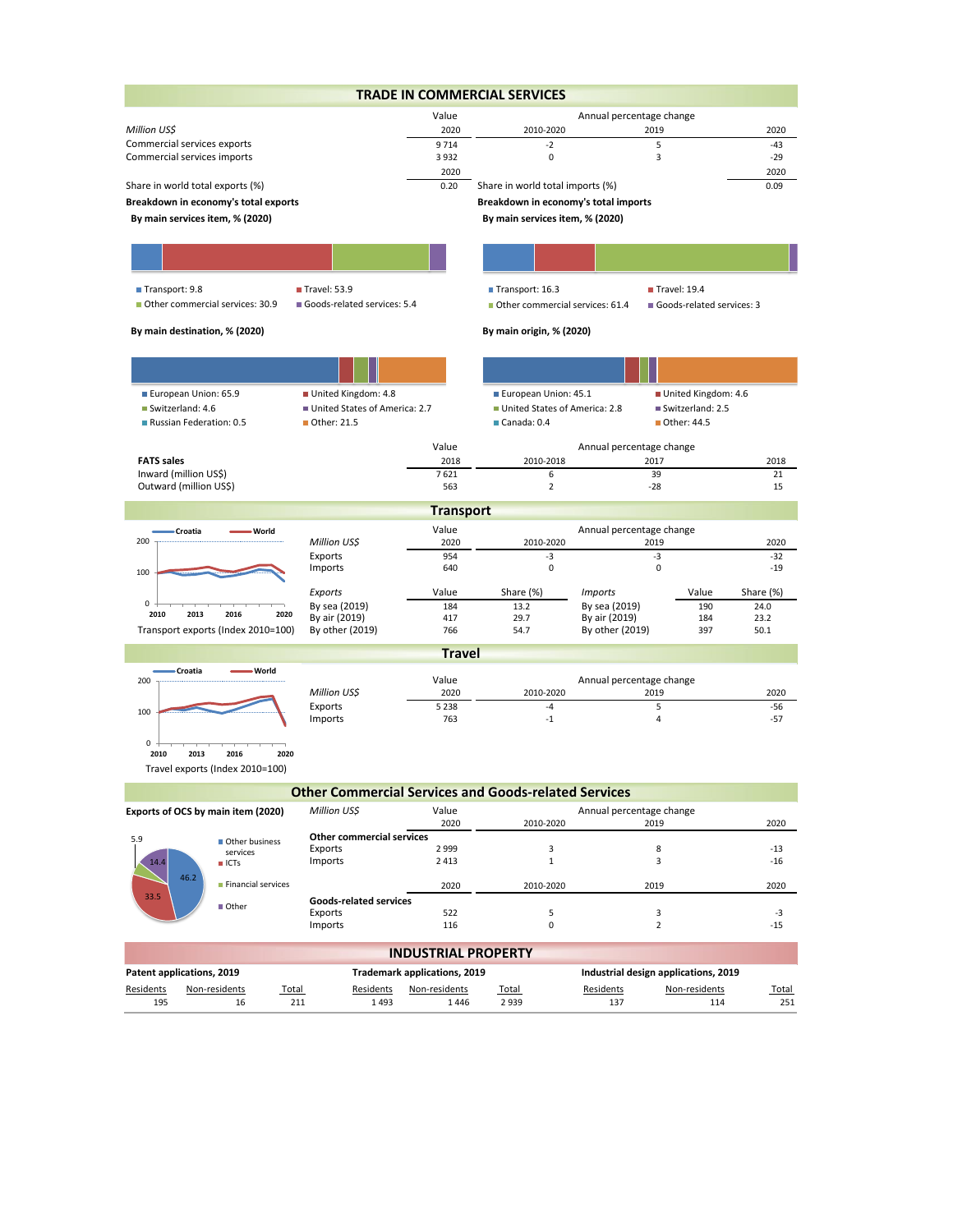## TRADE IN COMMERCIAL SERVICES

| Million US$ | Value 2020 | Annual percentage change 2010-2020 | 2019 | 2020 |
|---|---|---|---|---|
| Commercial services exports | 9 714 | -2 | 5 | -43 |
| Commercial services imports | 3 932 | 0 | 3 | -29 |

| | 2020 | | 2020 |
|---|---|---|---|
| Share in world total exports (%) | 0.20 | Share in world total imports (%) | 0.09 |

**Breakdown in economy's total exports**

**By main services item, % (2020)**

Transport: 9.8
Travel: 53.9
Other commercial services: 30.9
Goods-related services: 5.4

**By main destination, % (2020)**

European Union: 65.9
United Kingdom: 4.8
Switzerland: 4.6
United States of America: 2.7
Russian Federation: 0.5
Other: 21.5

**Breakdown in economy's total imports**

**By main services item, % (2020)**

Transport: 16.3
Travel: 19.4
Other commercial services: 61.4
Goods-related services: 3

**By main origin, % (2020)**

European Union: 45.1
United Kingdom: 4.6
United States of America: 2.8
Switzerland: 2.5
Canada: 0.4
Other: 44.5

| | Value 2018 | Annual percentage change 2010-2018 | 2017 | 2018 |
|---|---|---|---|---|
| **FATS sales** | | | | |
| Inward (million US$) | 7 621 | 6 | 39 | 21 |
| Outward (million US$) | 563 | 2 | -28 | 15 |

## Transport

Croatia
World
200
100
0
2010
2013
2016
2020
Transport exports (Index 2010=100)

| Million US$ | Value 2020 | Annual percentage change 2010-2020 | 2019 | 2020 |
|---|---|---|---|---|
| Exports | 954 | -3 | -3 | -32 |
| Imports | 640 | 0 | 0 | -19 |

| Exports | Value | Share (%) | Imports | Value | Share (%) |
|---|---|---|---|---|---|
| By sea (2019) | 184 | 13.2 | By sea (2019) | 190 | 24.0 |
| By air (2019) | 417 | 29.7 | By air (2019) | 184 | 23.2 |
| By other (2019) | 766 | 54.7 | By other (2019) | 397 | 50.1 |

## Travel

Croatia
World
200
100
0
2010
2013
2016
2020
Travel exports (Index 2010=100)

| Million US$ | Value 2020 | Annual percentage change 2010-2020 | 2019 | 2020 |
|---|---|---|---|---|
| Exports | 5 238 | -4 | 5 | -56 |
| Imports | 763 | -1 | 4 | -57 |

## Other Commercial Services and Goods-related Services

**Exports of OCS by main item (2020)**

Other business services
ICTs
Financial services
Other
46.2
33.5
14.4
5.9

| Million US$ | Value 2020 | Annual percentage change 2010-2020 | 2019 | 2020 |
|---|---|---|---|---|
| **Other commercial services** | | | | |
| Exports | 2 999 | 3 | 8 | -13 |
| Imports | 2 413 | 1 | 3 | -16 |
| | 2020 | 2010-2020 | 2019 | 2020 |
| **Goods-related services** | | | | |
| Exports | 522 | 5 | 3 | -3 |
| Imports | 116 | 0 | 2 | -15 |

## INDUSTRIAL PROPERTY

| Patent applications, 2019 | | | Trademark applications, 2019 | | | Industrial design applications, 2019 | | |
|---|---|---|---|---|---|---|---|---|
| Residents | Non-residents | Total | Residents | Non-residents | Total | Residents | Non-residents | Total |
| 195 | 16 | 211 | 1 493 | 1 446 | 2 939 | 137 | 114 | 251 |